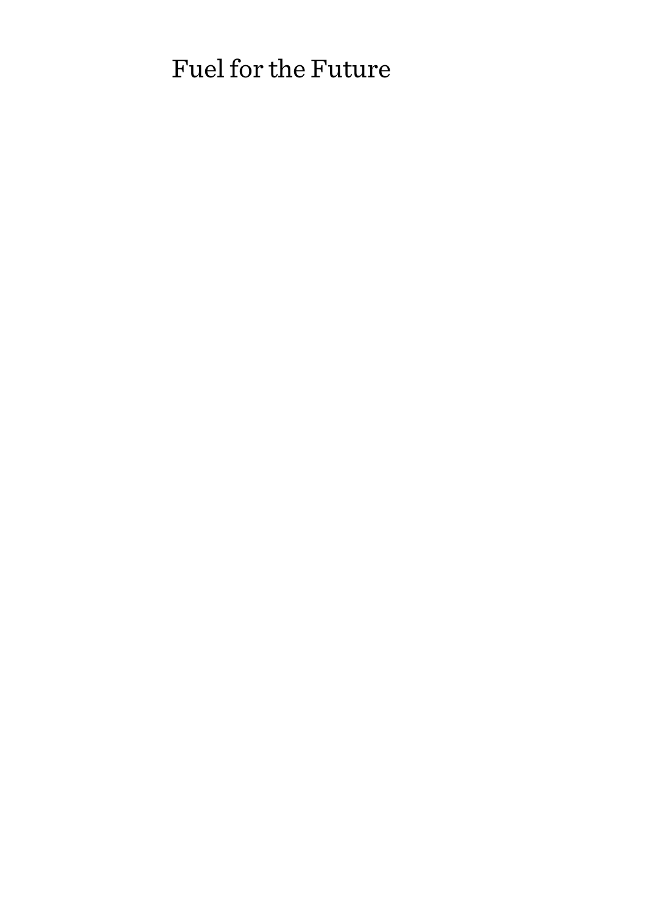# Fuel for the Future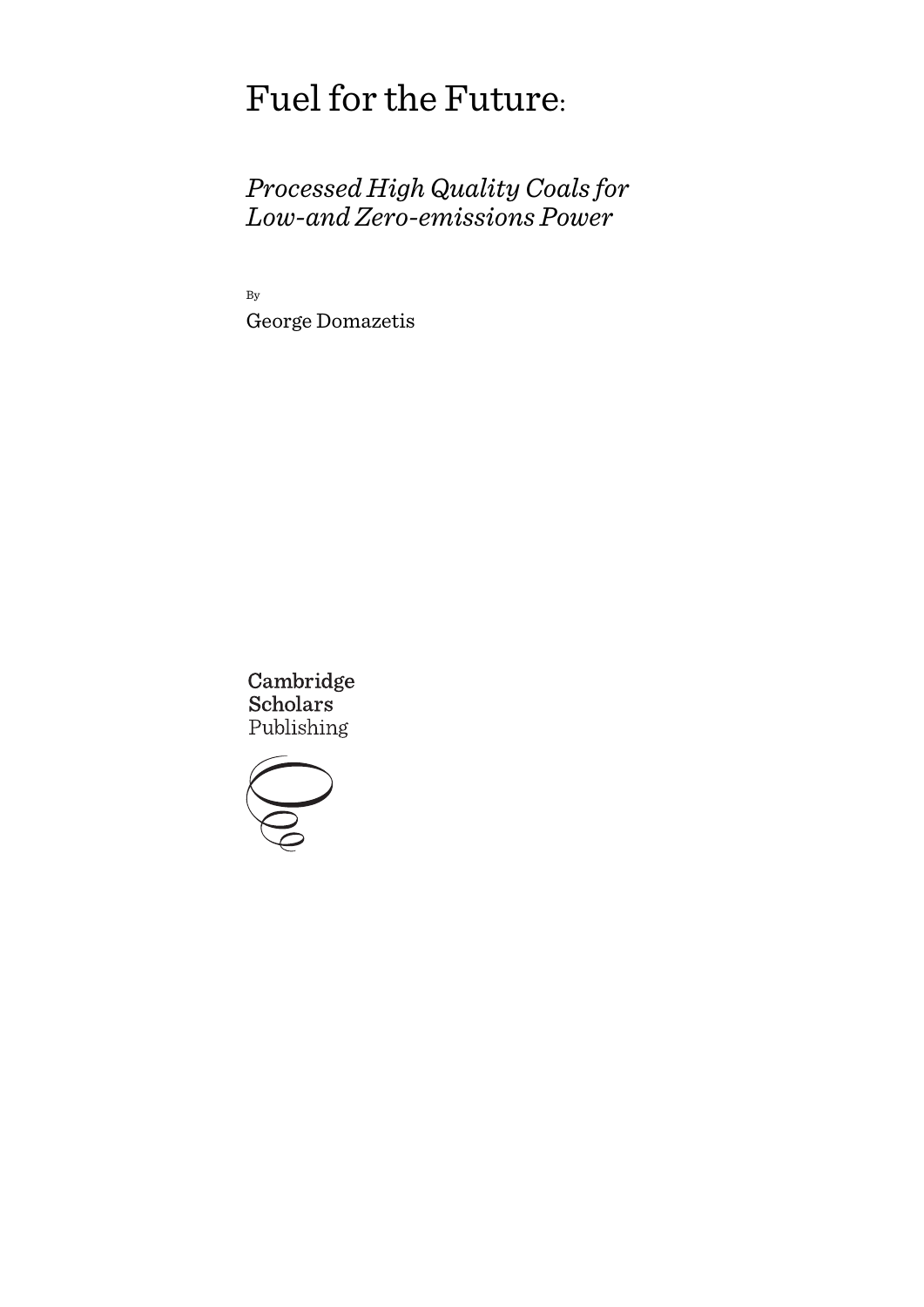# Fuel for the Future:

## *Processed High Quality Coals for Low-and Zero-emissions Power*

By

George Domazetis

Cambridge Scholars Publishing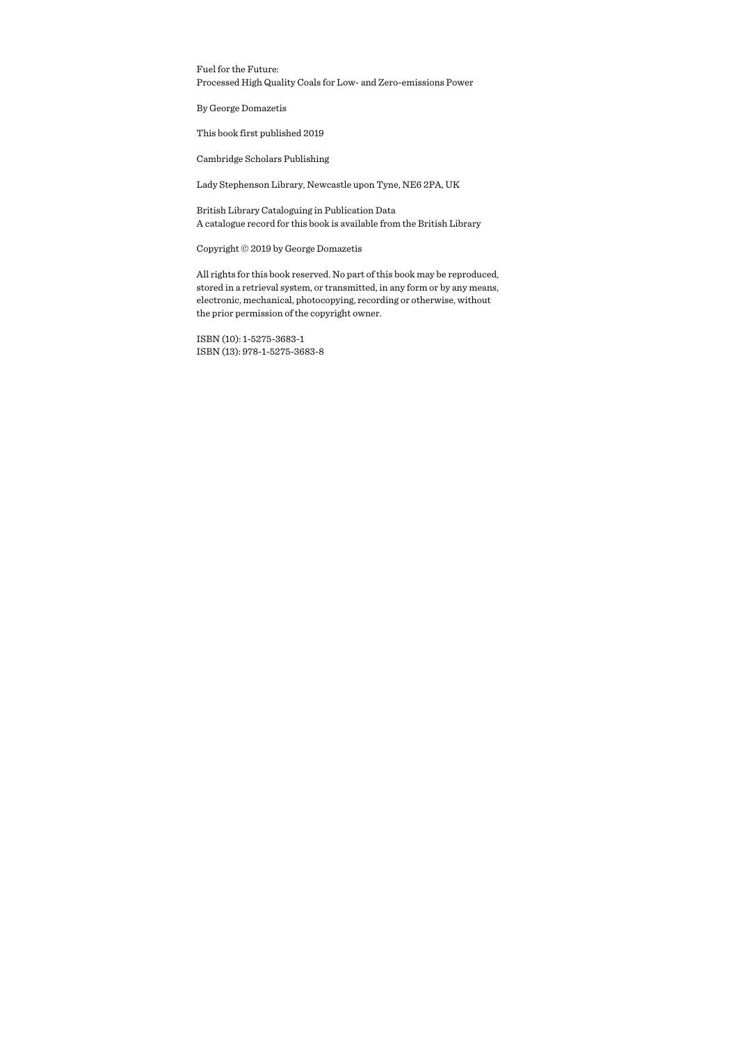Fuel for the Future:
Processed High Quality Coals for Low- and Zero-emissions Power

By George Domazetis

This book first published 2019

Cambridge Scholars Publishing

Lady Stephenson Library, Newcastle upon Tyne, NE6 2PA, UK

British Library Cataloguing in Publication Data
A catalogue record for this book is available from the British Library

Copyright © 2019 by George Domazetis

All rights for this book reserved. No part of this book may be reproduced, stored in a retrieval system, or transmitted, in any form or by any means, electronic, mechanical, photocopying, recording or otherwise, without the prior permission of the copyright owner.

ISBN (10): 1-5275-3683-1
ISBN (13): 978-1-5275-3683-8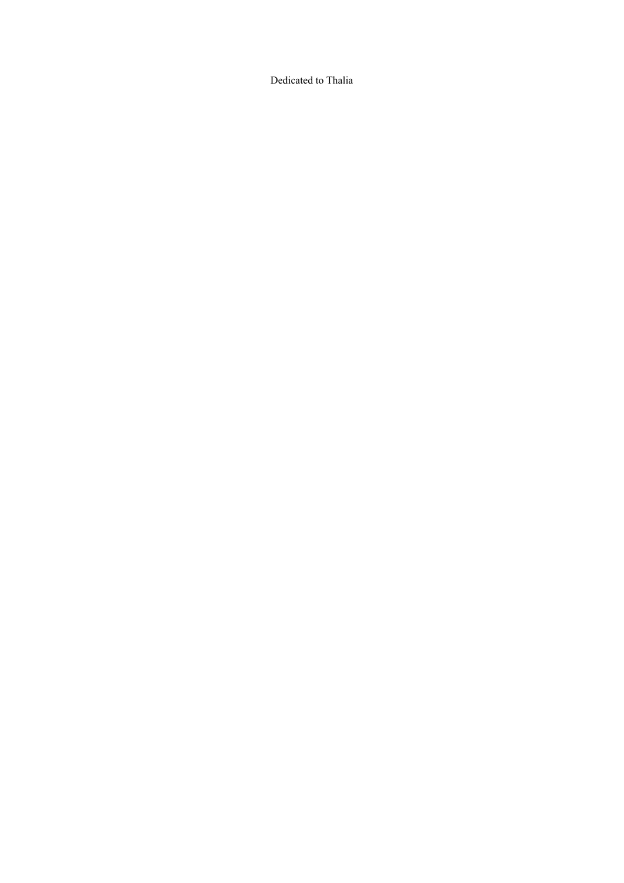Dedicated to Thalia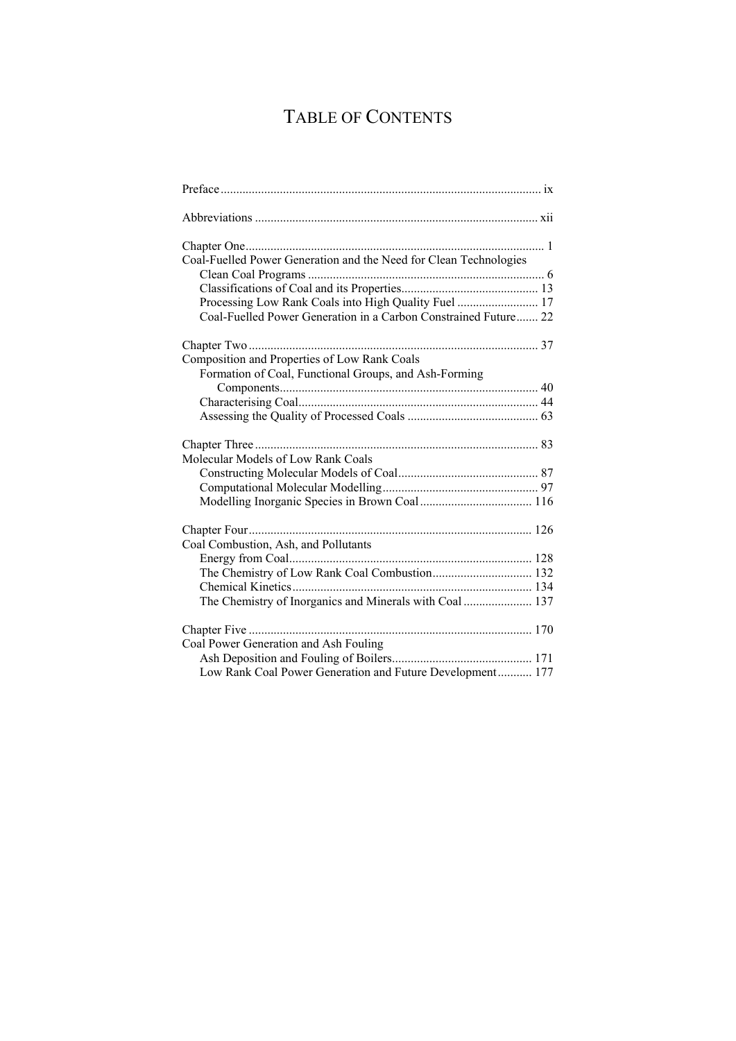# TABLE OF CONTENTS

Preface ........ ix

Abbreviations ........ xii

Chapter One ........ 1
Coal-Fuelled Power Generation and the Need for Clean Technologies
- Clean Coal Programs ........ 6
- Classifications of Coal and its Properties ........ 13
- Processing Low Rank Coals into High Quality Fuel ........ 17
- Coal-Fuelled Power Generation in a Carbon Constrained Future ........ 22

Chapter Two ........ 37
Composition and Properties of Low Rank Coals
- Formation of Coal, Functional Groups, and Ash-Forming Components ........ 40
- Characterising Coal ........ 44
- Assessing the Quality of Processed Coals ........ 63

Chapter Three ........ 83
Molecular Models of Low Rank Coals
- Constructing Molecular Models of Coal ........ 87
- Computational Molecular Modelling ........ 97
- Modelling Inorganic Species in Brown Coal ........ 116

Chapter Four ........ 126
Coal Combustion, Ash, and Pollutants
- Energy from Coal ........ 128
- The Chemistry of Low Rank Coal Combustion ........ 132
- Chemical Kinetics ........ 134
- The Chemistry of Inorganics and Minerals with Coal ........ 137

Chapter Five ........ 170
Coal Power Generation and Ash Fouling
- Ash Deposition and Fouling of Boilers ........ 171
- Low Rank Coal Power Generation and Future Development ........ 177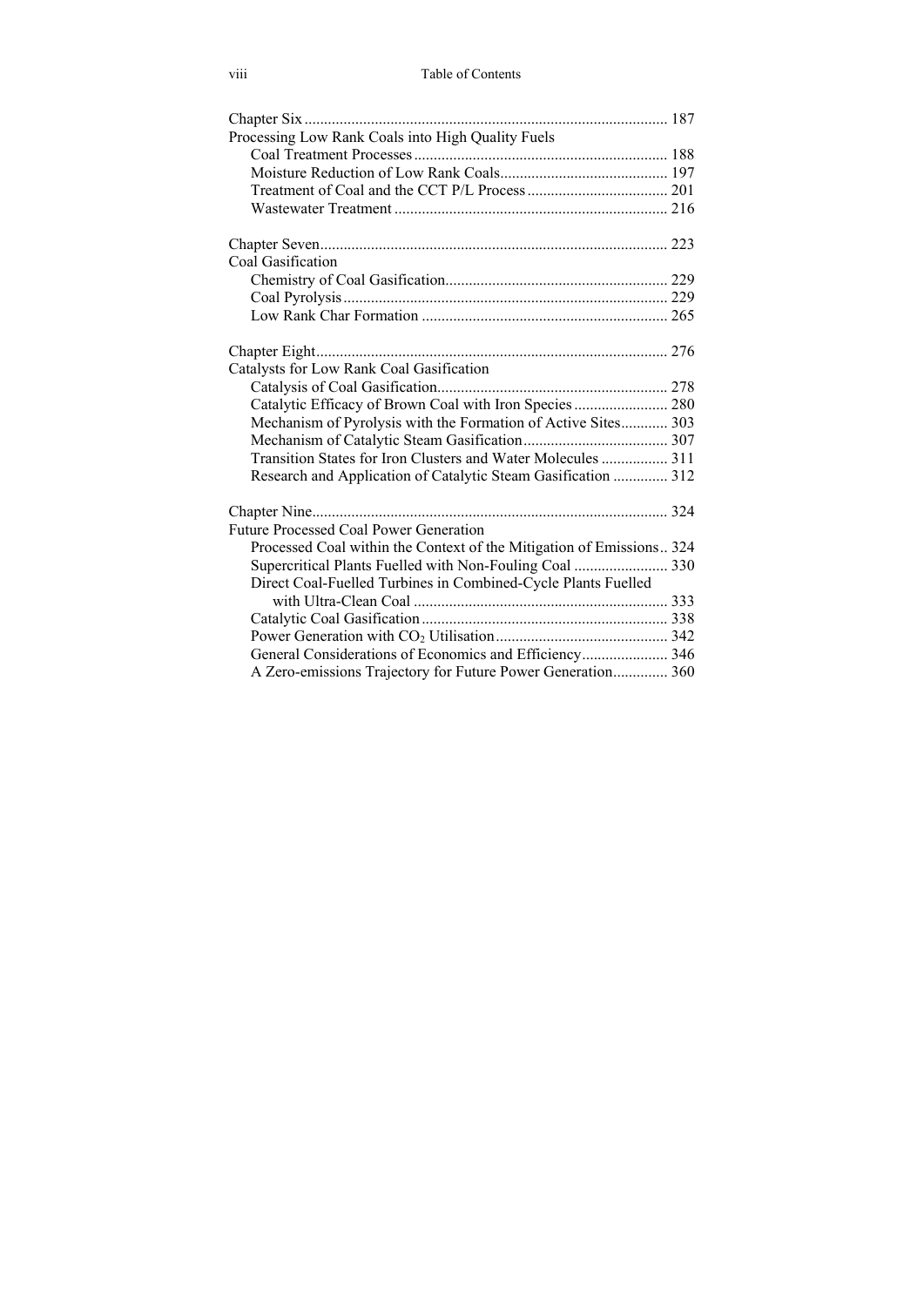Chapter Six ........................................................................................ 187
Processing Low Rank Coals into High Quality Fuels
- Coal Treatment Processes ................................................................ 188
- Moisture Reduction of Low Rank Coals........................................... 197
- Treatment of Coal and the CCT P/L Process .................................... 201
- Wastewater Treatment ..................................................................... 216

Chapter Seven........................................................................................ 223
Coal Gasification
- Chemistry of Coal Gasification........................................................ 229
- Coal Pyrolysis.................................................................................. 229
- Low Rank Char Formation .............................................................. 265

Chapter Eight......................................................................................... 276
Catalysts for Low Rank Coal Gasification
- Catalysis of Coal Gasification.......................................................... 278
- Catalytic Efficacy of Brown Coal with Iron Species ........................ 280
- Mechanism of Pyrolysis with the Formation of Active Sites............ 303
- Mechanism of Catalytic Steam Gasification..................................... 307
- Transition States for Iron Clusters and Water Molecules ................. 311
- Research and Application of Catalytic Steam Gasification .............. 312

Chapter Nine.......................................................................................... 324
Future Processed Coal Power Generation
- Processed Coal within the Context of the Mitigation of Emissions.. 324
- Supercritical Plants Fuelled with Non-Fouling Coal ........................ 330
- Direct Coal-Fuelled Turbines in Combined-Cycle Plants Fuelled with Ultra-Clean Coal ................................................................ 333
- Catalytic Coal Gasification .............................................................. 338
- Power Generation with $CO_2$ Utilisation ........................................... 342
- General Considerations of Economics and Efficiency...................... 346
- A Zero-emissions Trajectory for Future Power Generation.............. 360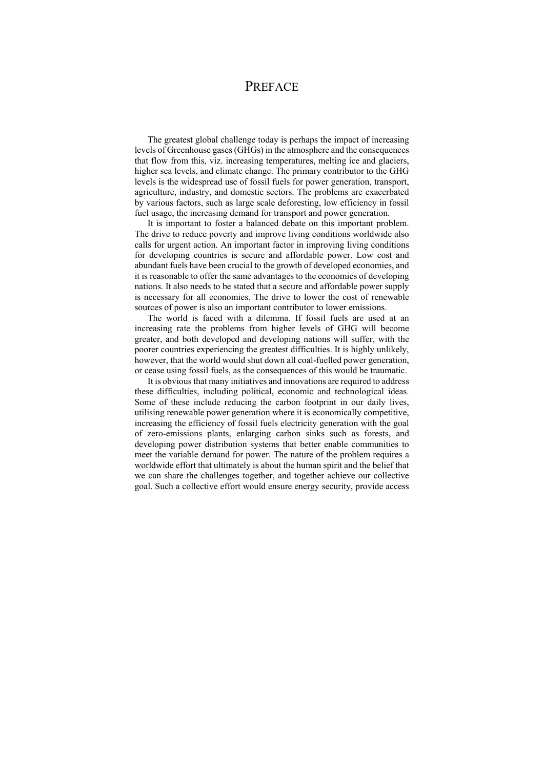# PREFACE

The greatest global challenge today is perhaps the impact of increasing levels of Greenhouse gases (GHGs) in the atmosphere and the consequences that flow from this, viz. increasing temperatures, melting ice and glaciers, higher sea levels, and climate change. The primary contributor to the GHG levels is the widespread use of fossil fuels for power generation, transport, agriculture, industry, and domestic sectors. The problems are exacerbated by various factors, such as large scale deforesting, low efficiency in fossil fuel usage, the increasing demand for transport and power generation.

It is important to foster a balanced debate on this important problem. The drive to reduce poverty and improve living conditions worldwide also calls for urgent action. An important factor in improving living conditions for developing countries is secure and affordable power. Low cost and abundant fuels have been crucial to the growth of developed economies, and it is reasonable to offer the same advantages to the economies of developing nations. It also needs to be stated that a secure and affordable power supply is necessary for all economies. The drive to lower the cost of renewable sources of power is also an important contributor to lower emissions.

The world is faced with a dilemma. If fossil fuels are used at an increasing rate the problems from higher levels of GHG will become greater, and both developed and developing nations will suffer, with the poorer countries experiencing the greatest difficulties. It is highly unlikely, however, that the world would shut down all coal-fuelled power generation, or cease using fossil fuels, as the consequences of this would be traumatic.

It is obvious that many initiatives and innovations are required to address these difficulties, including political, economic and technological ideas. Some of these include reducing the carbon footprint in our daily lives, utilising renewable power generation where it is economically competitive, increasing the efficiency of fossil fuels electricity generation with the goal of zero-emissions plants, enlarging carbon sinks such as forests, and developing power distribution systems that better enable communities to meet the variable demand for power. The nature of the problem requires a worldwide effort that ultimately is about the human spirit and the belief that we can share the challenges together, and together achieve our collective goal. Such a collective effort would ensure energy security, provide access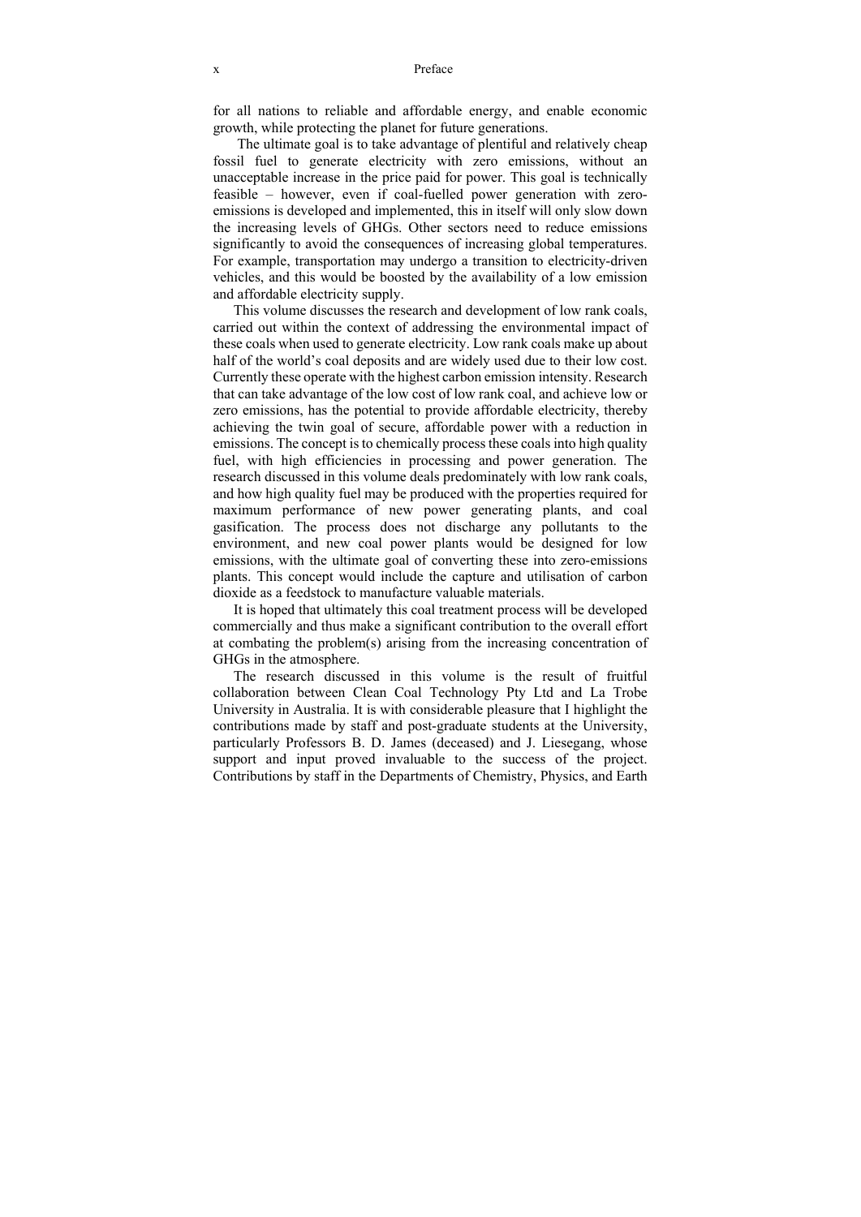for all nations to reliable and affordable energy, and enable economic growth, while protecting the planet for future generations.

The ultimate goal is to take advantage of plentiful and relatively cheap fossil fuel to generate electricity with zero emissions, without an unacceptable increase in the price paid for power. This goal is technically feasible – however, even if coal-fuelled power generation with zero-emissions is developed and implemented, this in itself will only slow down the increasing levels of GHGs. Other sectors need to reduce emissions significantly to avoid the consequences of increasing global temperatures. For example, transportation may undergo a transition to electricity-driven vehicles, and this would be boosted by the availability of a low emission and affordable electricity supply.

This volume discusses the research and development of low rank coals, carried out within the context of addressing the environmental impact of these coals when used to generate electricity. Low rank coals make up about half of the world's coal deposits and are widely used due to their low cost. Currently these operate with the highest carbon emission intensity. Research that can take advantage of the low cost of low rank coal, and achieve low or zero emissions, has the potential to provide affordable electricity, thereby achieving the twin goal of secure, affordable power with a reduction in emissions. The concept is to chemically process these coals into high quality fuel, with high efficiencies in processing and power generation. The research discussed in this volume deals predominately with low rank coals, and how high quality fuel may be produced with the properties required for maximum performance of new power generating plants, and coal gasification. The process does not discharge any pollutants to the environment, and new coal power plants would be designed for low emissions, with the ultimate goal of converting these into zero-emissions plants. This concept would include the capture and utilisation of carbon dioxide as a feedstock to manufacture valuable materials.

It is hoped that ultimately this coal treatment process will be developed commercially and thus make a significant contribution to the overall effort at combating the problem(s) arising from the increasing concentration of GHGs in the atmosphere.

The research discussed in this volume is the result of fruitful collaboration between Clean Coal Technology Pty Ltd and La Trobe University in Australia. It is with considerable pleasure that I highlight the contributions made by staff and post-graduate students at the University, particularly Professors B. D. James (deceased) and J. Liesegang, whose support and input proved invaluable to the success of the project. Contributions by staff in the Departments of Chemistry, Physics, and Earth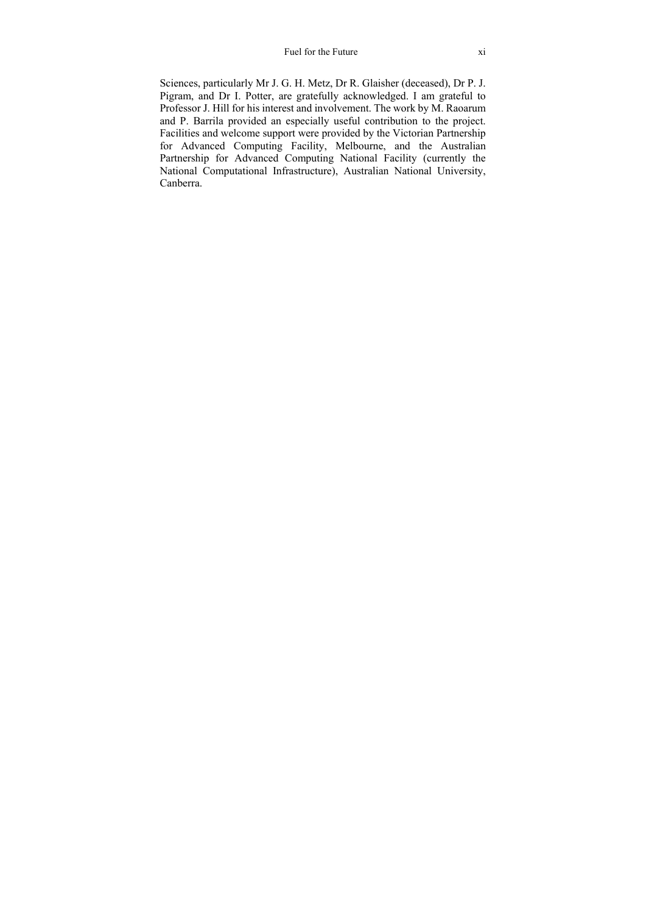Sciences, particularly Mr J. G. H. Metz, Dr R. Glaisher (deceased), Dr P. J. Pigram, and Dr I. Potter, are gratefully acknowledged. I am grateful to Professor J. Hill for his interest and involvement. The work by M. Raoarum and P. Barrila provided an especially useful contribution to the project. Facilities and welcome support were provided by the Victorian Partnership for Advanced Computing Facility, Melbourne, and the Australian Partnership for Advanced Computing National Facility (currently the National Computational Infrastructure), Australian National University, Canberra.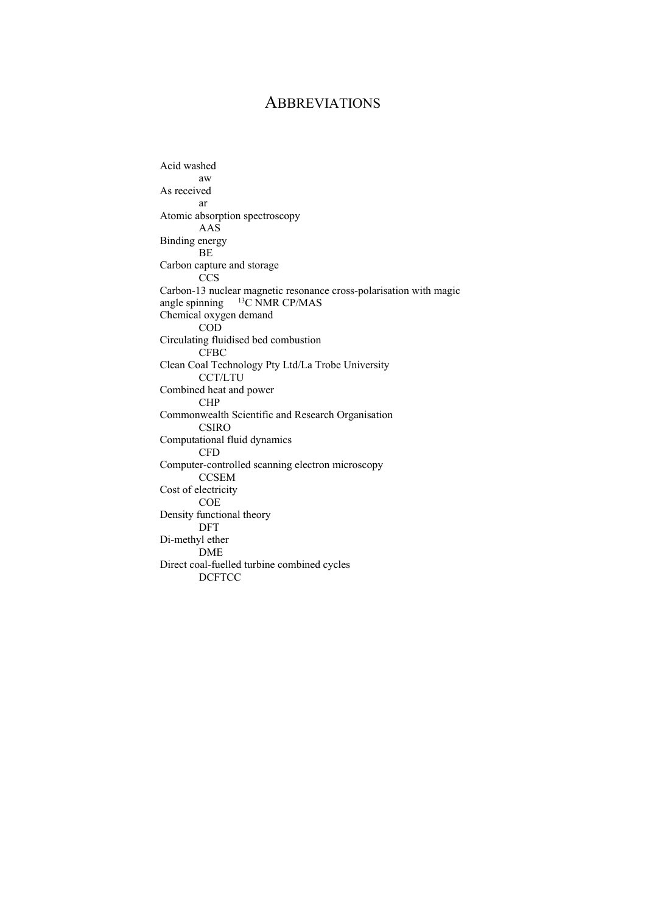# ABBREVIATIONS

| Term | Abbreviation |
|---|---|
| Acid washed | aw |
| As received | ar |
| Atomic absorption spectroscopy | AAS |
| Binding energy | BE |
| Carbon capture and storage | CCS |
| Carbon-13 nuclear magnetic resonance cross-polarisation with magic angle spinning | $^{13}C$ NMR CP/MAS |
| Chemical oxygen demand | COD |
| Circulating fluidised bed combustion | CFBC |
| Clean Coal Technology Pty Ltd/La Trobe University | CCT/LTU |
| Combined heat and power | CHP |
| Commonwealth Scientific and Research Organisation | CSIRO |
| Computational fluid dynamics | CFD |
| Computer-controlled scanning electron microscopy | CCSEM |
| Cost of electricity | COE |
| Density functional theory | DFT |
| Di-methyl ether | DME |
| Direct coal-fuelled turbine combined cycles | DCFTCC |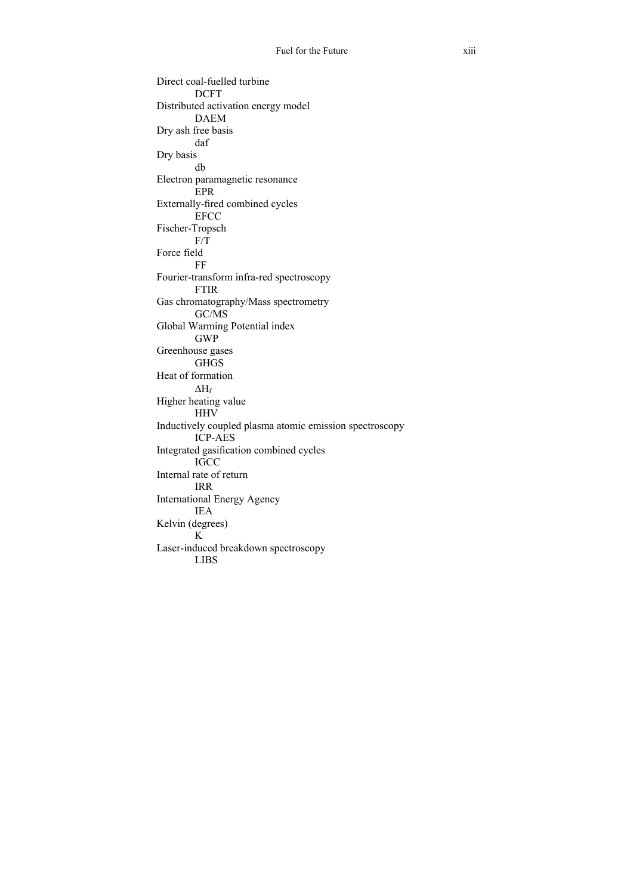Direct coal-fuelled turbine
    DCFT
Distributed activation energy model
    DAEM
Dry ash free basis
    daf
Dry basis
    db
Electron paramagnetic resonance
    EPR
Externally-fired combined cycles
    EFCC
Fischer-Tropsch
    F/T
Force field
    FF
Fourier-transform infra-red spectroscopy
    FTIR
Gas chromatography/Mass spectrometry
    GC/MS
Global Warming Potential index
    GWP
Greenhouse gases
    GHGS
Heat of formation
    $\Delta H_f$
Higher heating value
    HHV
Inductively coupled plasma atomic emission spectroscopy
    ICP-AES
Integrated gasification combined cycles
    IGCC
Internal rate of return
    IRR
International Energy Agency
    IEA
Kelvin (degrees)
    K
Laser-induced breakdown spectroscopy
    LIBS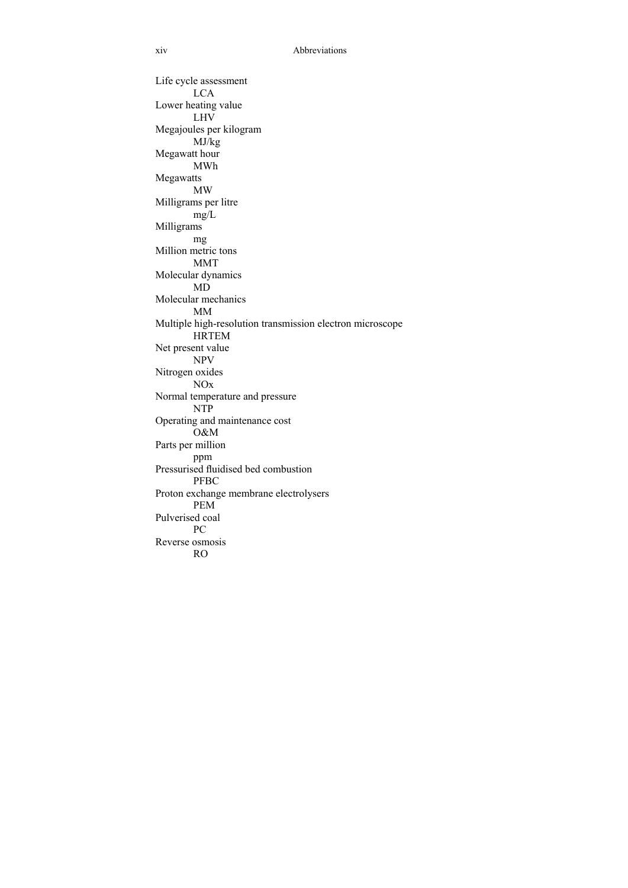Life cycle assessment
    LCA
Lower heating value
    LHV
Megajoules per kilogram
    MJ/kg
Megawatt hour
    MWh
Megawatts
    MW
Milligrams per litre
    mg/L
Milligrams
    mg
Million metric tons
    MMT
Molecular dynamics
    MD
Molecular mechanics
    MM
Multiple high-resolution transmission electron microscope
    HRTEM
Net present value
    NPV
Nitrogen oxides
    NOx
Normal temperature and pressure
    NTP
Operating and maintenance cost
    O&M
Parts per million
    ppm
Pressurised fluidised bed combustion
    PFBC
Proton exchange membrane electrolysers
    PEM
Pulverised coal
    PC
Reverse osmosis
    RO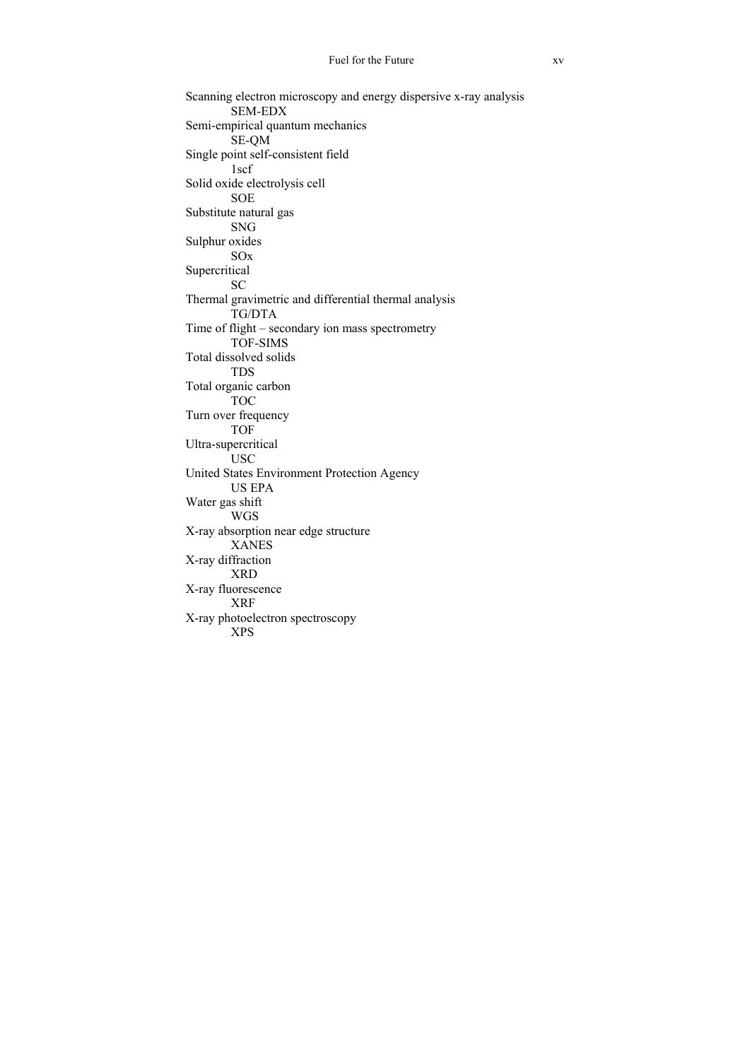Scanning electron microscopy and energy dispersive x-ray analysis
  SEM-EDX

Semi-empirical quantum mechanics
  SE-QM

Single point self-consistent field
  1scf

Solid oxide electrolysis cell
  SOE

Substitute natural gas
  SNG

Sulphur oxides
  SOx

Supercritical
  SC

Thermal gravimetric and differential thermal analysis
  TG/DTA

Time of flight – secondary ion mass spectrometry
  TOF-SIMS

Total dissolved solids
  TDS

Total organic carbon
  TOC

Turn over frequency
  TOF

Ultra-supercritical
  USC

United States Environment Protection Agency
  US EPA

Water gas shift
  WGS

X-ray absorption near edge structure
  XANES

X-ray diffraction
  XRD

X-ray fluorescence
  XRF

X-ray photoelectron spectroscopy
  XPS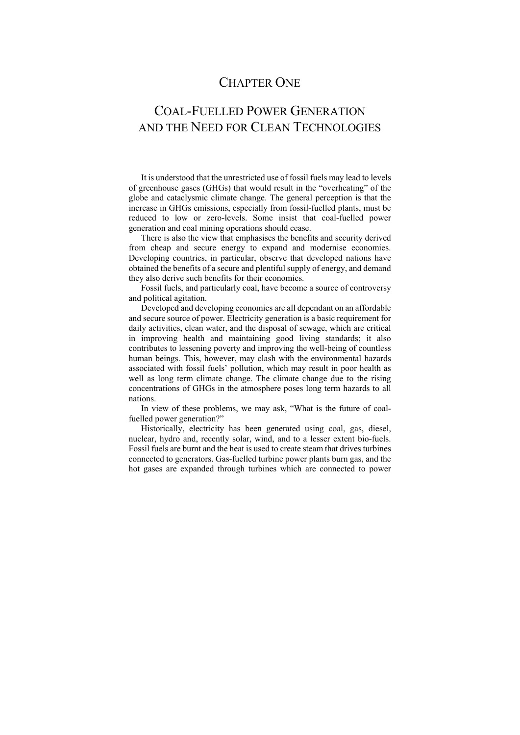# Chapter One

# Coal-Fuelled Power Generation and the Need for Clean Technologies

It is understood that the unrestricted use of fossil fuels may lead to levels of greenhouse gases (GHGs) that would result in the "overheating" of the globe and cataclysmic climate change. The general perception is that the increase in GHGs emissions, especially from fossil-fuelled plants, must be reduced to low or zero-levels. Some insist that coal-fuelled power generation and coal mining operations should cease.

There is also the view that emphasises the benefits and security derived from cheap and secure energy to expand and modernise economies. Developing countries, in particular, observe that developed nations have obtained the benefits of a secure and plentiful supply of energy, and demand they also derive such benefits for their economies.

Fossil fuels, and particularly coal, have become a source of controversy and political agitation.

Developed and developing economies are all dependant on an affordable and secure source of power. Electricity generation is a basic requirement for daily activities, clean water, and the disposal of sewage, which are critical in improving health and maintaining good living standards; it also contributes to lessening poverty and improving the well-being of countless human beings. This, however, may clash with the environmental hazards associated with fossil fuels' pollution, which may result in poor health as well as long term climate change. The climate change due to the rising concentrations of GHGs in the atmosphere poses long term hazards to all nations.

In view of these problems, we may ask, "What is the future of coal-fuelled power generation?"

Historically, electricity has been generated using coal, gas, diesel, nuclear, hydro and, recently solar, wind, and to a lesser extent bio-fuels. Fossil fuels are burnt and the heat is used to create steam that drives turbines connected to generators. Gas-fuelled turbine power plants burn gas, and the hot gases are expanded through turbines which are connected to power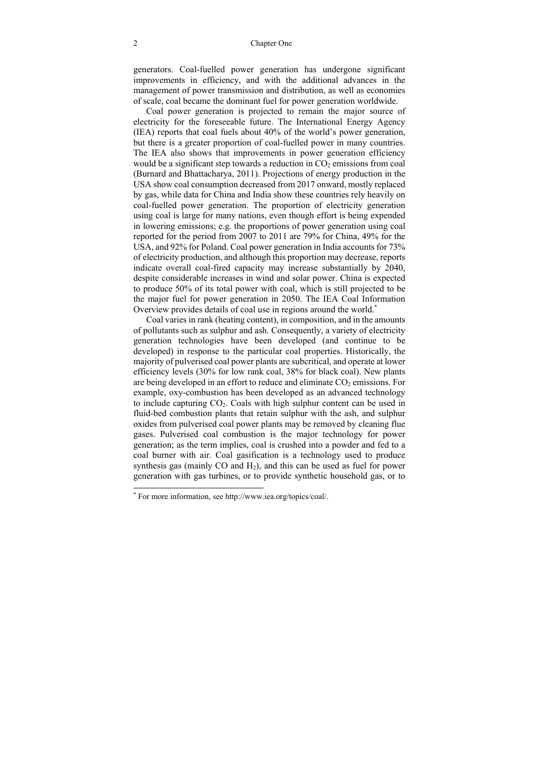generators. Coal-fuelled power generation has undergone significant improvements in efficiency, and with the additional advances in the management of power transmission and distribution, as well as economies of scale, coal became the dominant fuel for power generation worldwide.

Coal power generation is projected to remain the major source of electricity for the foreseeable future. The International Energy Agency (IEA) reports that coal fuels about 40% of the world's power generation, but there is a greater proportion of coal-fuelled power in many countries. The IEA also shows that improvements in power generation efficiency would be a significant step towards a reduction in $CO_2$ emissions from coal (Burnard and Bhattacharya, 2011). Projections of energy production in the USA show coal consumption decreased from 2017 onward, mostly replaced by gas, while data for China and India show these countries rely heavily on coal-fuelled power generation. The proportion of electricity generation using coal is large for many nations, even though effort is being expended in lowering emissions; e.g. the proportions of power generation using coal reported for the period from 2007 to 2011 are 79% for China, 49% for the USA, and 92% for Poland. Coal power generation in India accounts for 73% of electricity production, and although this proportion may decrease, reports indicate overall coal-fired capacity may increase substantially by 2040, despite considerable increases in wind and solar power. China is expected to produce 50% of its total power with coal, which is still projected to be the major fuel for power generation in 2050. The IEA Coal Information Overview provides details of coal use in regions around the world.*

Coal varies in rank (heating content), in composition, and in the amounts of pollutants such as sulphur and ash. Consequently, a variety of electricity generation technologies have been developed (and continue to be developed) in response to the particular coal properties. Historically, the majority of pulverised coal power plants are subcritical, and operate at lower efficiency levels (30% for low rank coal, 38% for black coal). New plants are being developed in an effort to reduce and eliminate $CO_2$ emissions. For example, oxy-combustion has been developed as an advanced technology to include capturing $CO_2$. Coals with high sulphur content can be used in fluid-bed combustion plants that retain sulphur with the ash, and sulphur oxides from pulverised coal power plants may be removed by cleaning flue gases. Pulverised coal combustion is the major technology for power generation; as the term implies, coal is crushed into a powder and fed to a coal burner with air. Coal gasification is a technology used to produce synthesis gas (mainly CO and $H_2$), and this can be used as fuel for power generation with gas turbines, or to provide synthetic household gas, or to

* For more information, see http://www.iea.org/topics/coal/.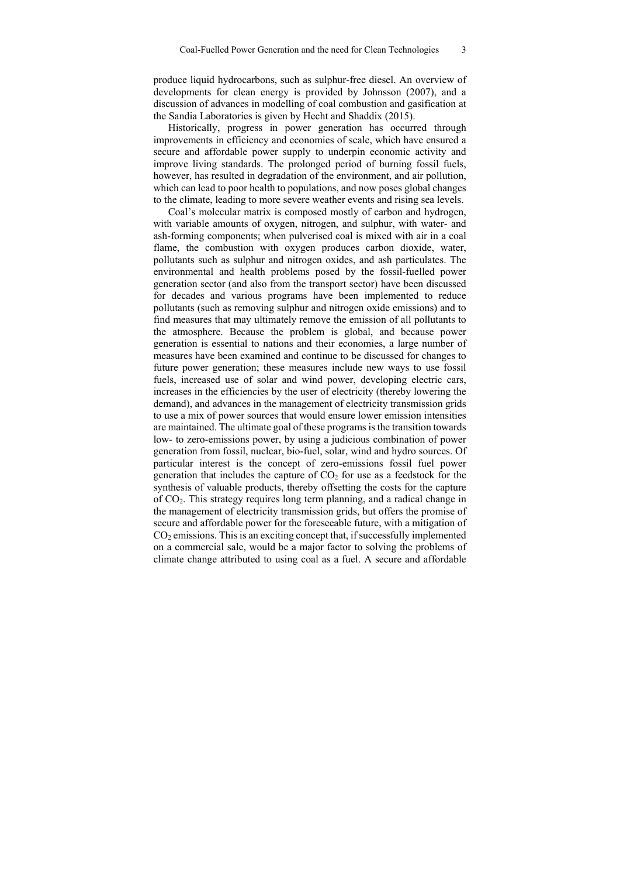produce liquid hydrocarbons, such as sulphur-free diesel. An overview of developments for clean energy is provided by Johnsson (2007), and a discussion of advances in modelling of coal combustion and gasification at the Sandia Laboratories is given by Hecht and Shaddix (2015).

Historically, progress in power generation has occurred through improvements in efficiency and economies of scale, which have ensured a secure and affordable power supply to underpin economic activity and improve living standards. The prolonged period of burning fossil fuels, however, has resulted in degradation of the environment, and air pollution, which can lead to poor health to populations, and now poses global changes to the climate, leading to more severe weather events and rising sea levels.

Coal's molecular matrix is composed mostly of carbon and hydrogen, with variable amounts of oxygen, nitrogen, and sulphur, with water- and ash-forming components; when pulverised coal is mixed with air in a coal flame, the combustion with oxygen produces carbon dioxide, water, pollutants such as sulphur and nitrogen oxides, and ash particulates. The environmental and health problems posed by the fossil-fuelled power generation sector (and also from the transport sector) have been discussed for decades and various programs have been implemented to reduce pollutants (such as removing sulphur and nitrogen oxide emissions) and to find measures that may ultimately remove the emission of all pollutants to the atmosphere. Because the problem is global, and because power generation is essential to nations and their economies, a large number of measures have been examined and continue to be discussed for changes to future power generation; these measures include new ways to use fossil fuels, increased use of solar and wind power, developing electric cars, increases in the efficiencies by the user of electricity (thereby lowering the demand), and advances in the management of electricity transmission grids to use a mix of power sources that would ensure lower emission intensities are maintained. The ultimate goal of these programs is the transition towards low- to zero-emissions power, by using a judicious combination of power generation from fossil, nuclear, bio-fuel, solar, wind and hydro sources. Of particular interest is the concept of zero-emissions fossil fuel power generation that includes the capture of $CO_2$ for use as a feedstock for the synthesis of valuable products, thereby offsetting the costs for the capture of $CO_2$. This strategy requires long term planning, and a radical change in the management of electricity transmission grids, but offers the promise of secure and affordable power for the foreseeable future, with a mitigation of $CO_2$ emissions. This is an exciting concept that, if successfully implemented on a commercial sale, would be a major factor to solving the problems of climate change attributed to using coal as a fuel. A secure and affordable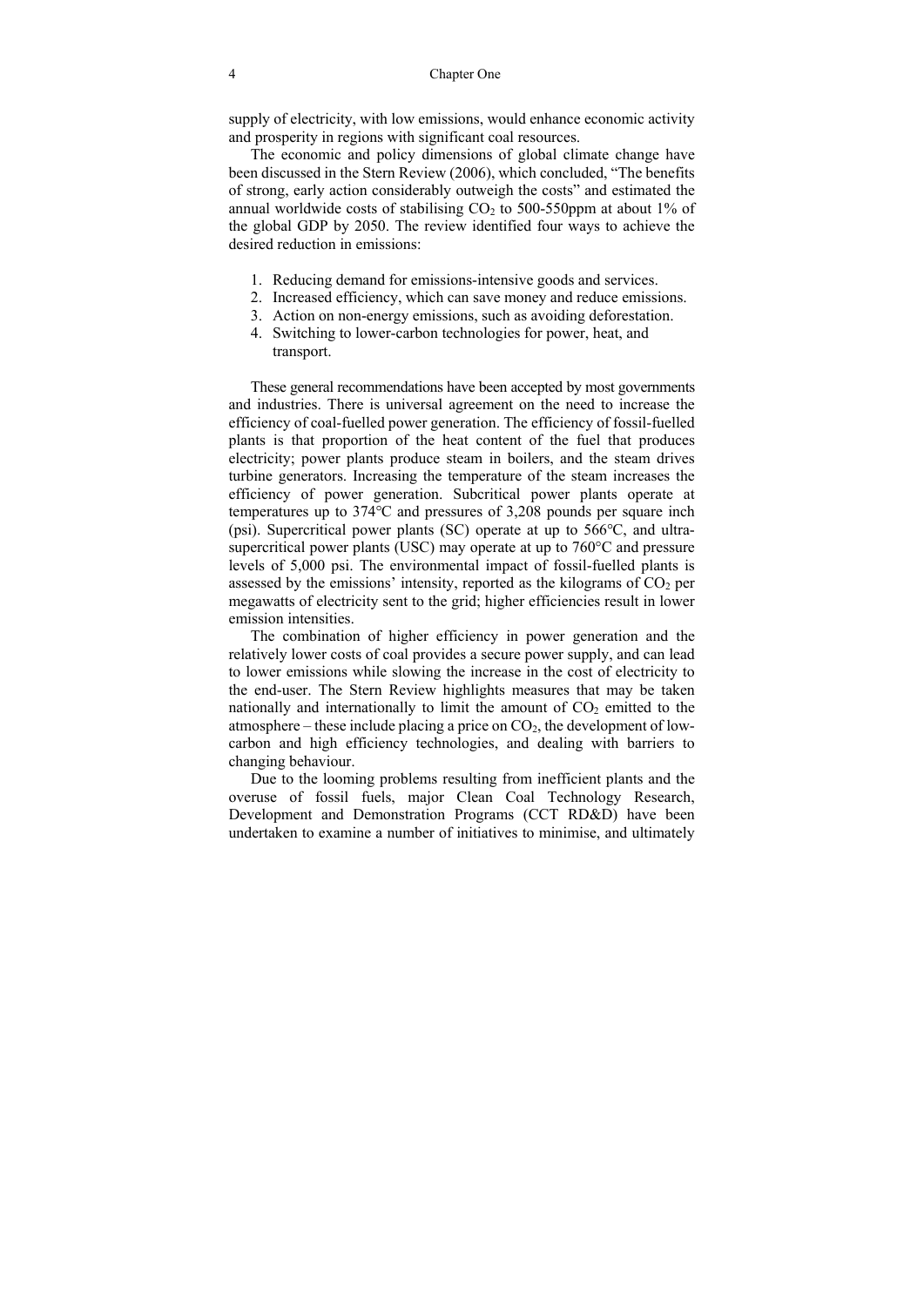supply of electricity, with low emissions, would enhance economic activity and prosperity in regions with significant coal resources.

The economic and policy dimensions of global climate change have been discussed in the Stern Review (2006), which concluded, "The benefits of strong, early action considerably outweigh the costs" and estimated the annual worldwide costs of stabilising $CO_2$ to 500-550ppm at about 1% of the global GDP by 2050. The review identified four ways to achieve the desired reduction in emissions:

1. Reducing demand for emissions-intensive goods and services.
2. Increased efficiency, which can save money and reduce emissions.
3. Action on non-energy emissions, such as avoiding deforestation.
4. Switching to lower-carbon technologies for power, heat, and transport.

These general recommendations have been accepted by most governments and industries. There is universal agreement on the need to increase the efficiency of coal-fuelled power generation. The efficiency of fossil-fuelled plants is that proportion of the heat content of the fuel that produces electricity; power plants produce steam in boilers, and the steam drives turbine generators. Increasing the temperature of the steam increases the efficiency of power generation. Subcritical power plants operate at temperatures up to 374°C and pressures of 3,208 pounds per square inch (psi). Supercritical power plants (SC) operate at up to 566°C, and ultra-supercritical power plants (USC) may operate at up to 760°C and pressure levels of 5,000 psi. The environmental impact of fossil-fuelled plants is assessed by the emissions' intensity, reported as the kilograms of $CO_2$ per megawatts of electricity sent to the grid; higher efficiencies result in lower emission intensities.

The combination of higher efficiency in power generation and the relatively lower costs of coal provides a secure power supply, and can lead to lower emissions while slowing the increase in the cost of electricity to the end-user. The Stern Review highlights measures that may be taken nationally and internationally to limit the amount of $CO_2$ emitted to the atmosphere – these include placing a price on $CO_2$, the development of low-carbon and high efficiency technologies, and dealing with barriers to changing behaviour.

Due to the looming problems resulting from inefficient plants and the overuse of fossil fuels, major Clean Coal Technology Research, Development and Demonstration Programs (CCT RD&D) have been undertaken to examine a number of initiatives to minimise, and ultimately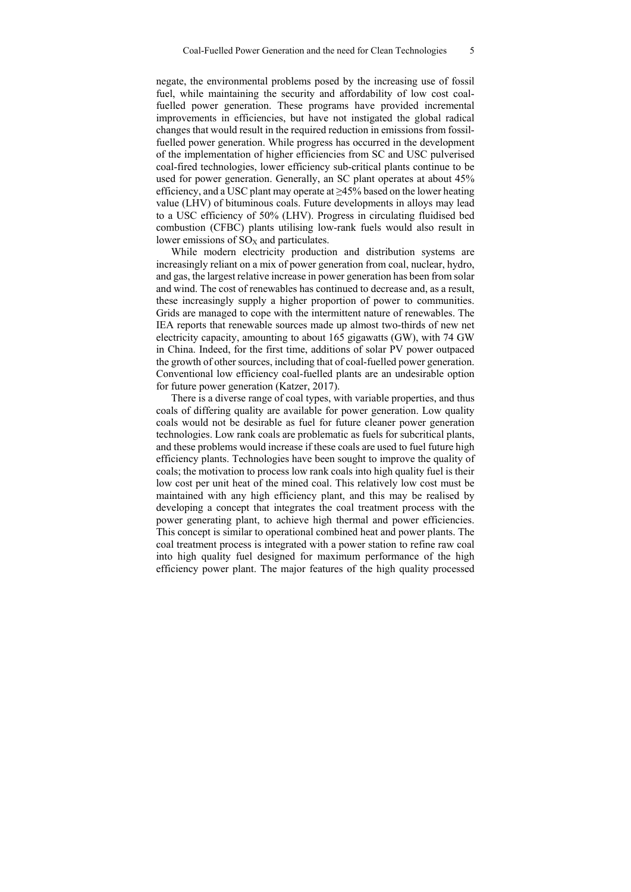negate, the environmental problems posed by the increasing use of fossil fuel, while maintaining the security and affordability of low cost coal-fuelled power generation. These programs have provided incremental improvements in efficiencies, but have not instigated the global radical changes that would result in the required reduction in emissions from fossil-fuelled power generation. While progress has occurred in the development of the implementation of higher efficiencies from SC and USC pulverised coal-fired technologies, lower efficiency sub-critical plants continue to be used for power generation. Generally, an SC plant operates at about 45% efficiency, and a USC plant may operate at ≥45% based on the lower heating value (LHV) of bituminous coals. Future developments in alloys may lead to a USC efficiency of 50% (LHV). Progress in circulating fluidised bed combustion (CFBC) plants utilising low-rank fuels would also result in lower emissions of $SO_X$ and particulates.

While modern electricity production and distribution systems are increasingly reliant on a mix of power generation from coal, nuclear, hydro, and gas, the largest relative increase in power generation has been from solar and wind. The cost of renewables has continued to decrease and, as a result, these increasingly supply a higher proportion of power to communities. Grids are managed to cope with the intermittent nature of renewables. The IEA reports that renewable sources made up almost two-thirds of new net electricity capacity, amounting to about 165 gigawatts (GW), with 74 GW in China. Indeed, for the first time, additions of solar PV power outpaced the growth of other sources, including that of coal-fuelled power generation. Conventional low efficiency coal-fuelled plants are an undesirable option for future power generation (Katzer, 2017).

There is a diverse range of coal types, with variable properties, and thus coals of differing quality are available for power generation. Low quality coals would not be desirable as fuel for future cleaner power generation technologies. Low rank coals are problematic as fuels for subcritical plants, and these problems would increase if these coals are used to fuel future high efficiency plants. Technologies have been sought to improve the quality of coals; the motivation to process low rank coals into high quality fuel is their low cost per unit heat of the mined coal. This relatively low cost must be maintained with any high efficiency plant, and this may be realised by developing a concept that integrates the coal treatment process with the power generating plant, to achieve high thermal and power efficiencies. This concept is similar to operational combined heat and power plants. The coal treatment process is integrated with a power station to refine raw coal into high quality fuel designed for maximum performance of the high efficiency power plant. The major features of the high quality processed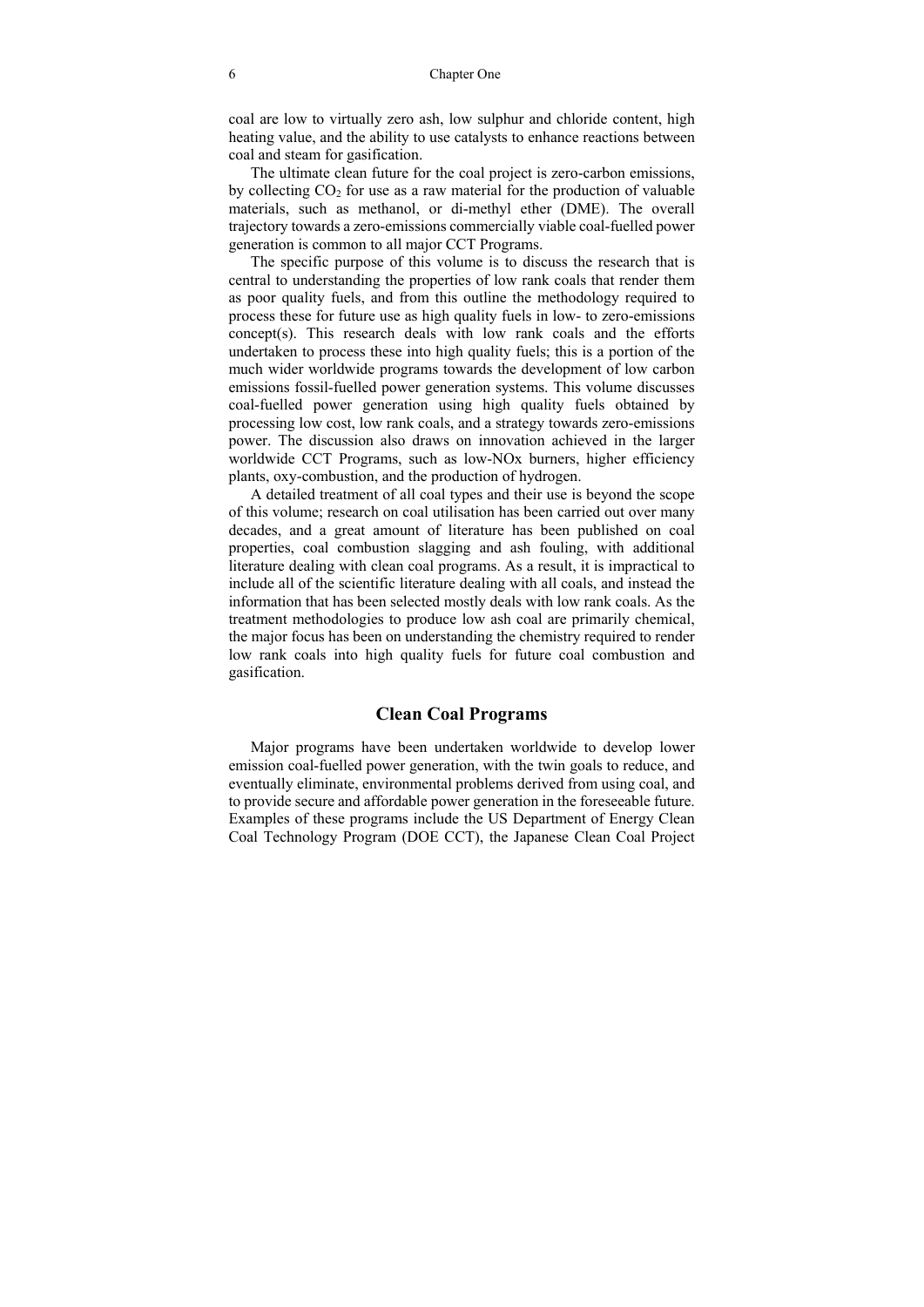coal are low to virtually zero ash, low sulphur and chloride content, high heating value, and the ability to use catalysts to enhance reactions between coal and steam for gasification.

The ultimate clean future for the coal project is zero-carbon emissions, by collecting $CO_2$ for use as a raw material for the production of valuable materials, such as methanol, or di-methyl ether (DME). The overall trajectory towards a zero-emissions commercially viable coal-fuelled power generation is common to all major CCT Programs.

The specific purpose of this volume is to discuss the research that is central to understanding the properties of low rank coals that render them as poor quality fuels, and from this outline the methodology required to process these for future use as high quality fuels in low- to zero-emissions concept(s). This research deals with low rank coals and the efforts undertaken to process these into high quality fuels; this is a portion of the much wider worldwide programs towards the development of low carbon emissions fossil-fuelled power generation systems. This volume discusses coal-fuelled power generation using high quality fuels obtained by processing low cost, low rank coals, and a strategy towards zero-emissions power. The discussion also draws on innovation achieved in the larger worldwide CCT Programs, such as low-NOx burners, higher efficiency plants, oxy-combustion, and the production of hydrogen.

A detailed treatment of all coal types and their use is beyond the scope of this volume; research on coal utilisation has been carried out over many decades, and a great amount of literature has been published on coal properties, coal combustion slagging and ash fouling, with additional literature dealing with clean coal programs. As a result, it is impractical to include all of the scientific literature dealing with all coals, and instead the information that has been selected mostly deals with low rank coals. As the treatment methodologies to produce low ash coal are primarily chemical, the major focus has been on understanding the chemistry required to render low rank coals into high quality fuels for future coal combustion and gasification.

## Clean Coal Programs

Major programs have been undertaken worldwide to develop lower emission coal-fuelled power generation, with the twin goals to reduce, and eventually eliminate, environmental problems derived from using coal, and to provide secure and affordable power generation in the foreseeable future. Examples of these programs include the US Department of Energy Clean Coal Technology Program (DOE CCT), the Japanese Clean Coal Project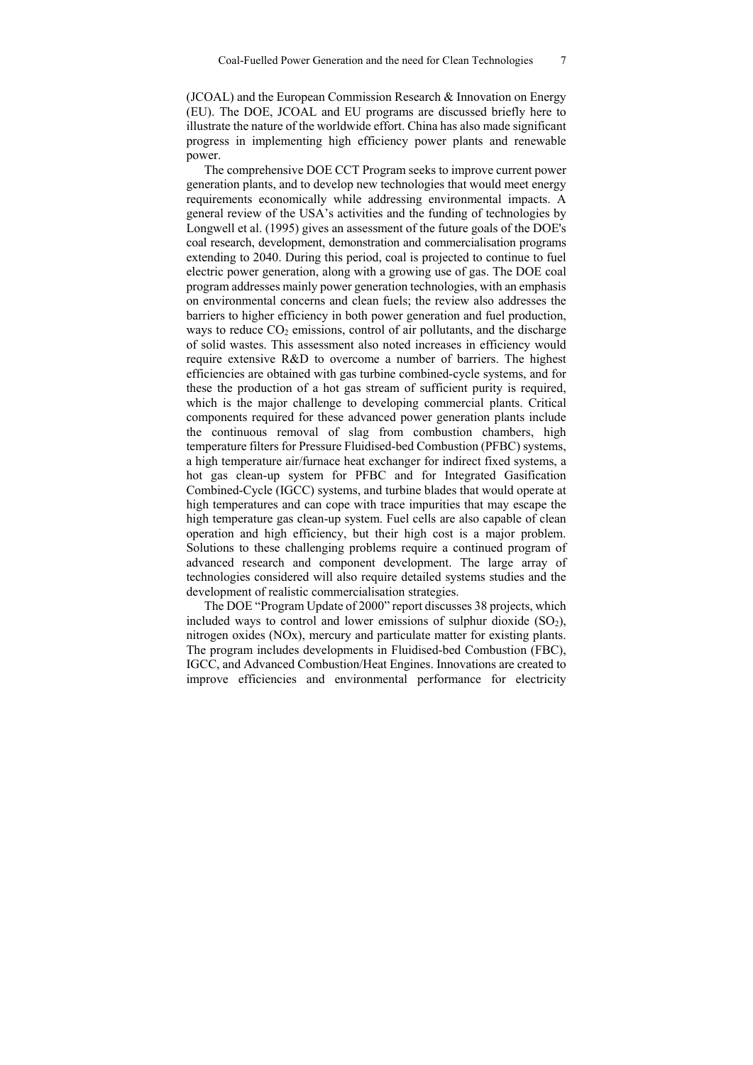(JCOAL) and the European Commission Research & Innovation on Energy (EU). The DOE, JCOAL and EU programs are discussed briefly here to illustrate the nature of the worldwide effort. China has also made significant progress in implementing high efficiency power plants and renewable power.

The comprehensive DOE CCT Program seeks to improve current power generation plants, and to develop new technologies that would meet energy requirements economically while addressing environmental impacts. A general review of the USA's activities and the funding of technologies by Longwell et al. (1995) gives an assessment of the future goals of the DOE's coal research, development, demonstration and commercialisation programs extending to 2040. During this period, coal is projected to continue to fuel electric power generation, along with a growing use of gas. The DOE coal program addresses mainly power generation technologies, with an emphasis on environmental concerns and clean fuels; the review also addresses the barriers to higher efficiency in both power generation and fuel production, ways to reduce $CO_2$ emissions, control of air pollutants, and the discharge of solid wastes. This assessment also noted increases in efficiency would require extensive R&D to overcome a number of barriers. The highest efficiencies are obtained with gas turbine combined-cycle systems, and for these the production of a hot gas stream of sufficient purity is required, which is the major challenge to developing commercial plants. Critical components required for these advanced power generation plants include the continuous removal of slag from combustion chambers, high temperature filters for Pressure Fluidised-bed Combustion (PFBC) systems, a high temperature air/furnace heat exchanger for indirect fixed systems, a hot gas clean-up system for PFBC and for Integrated Gasification Combined-Cycle (IGCC) systems, and turbine blades that would operate at high temperatures and can cope with trace impurities that may escape the high temperature gas clean-up system. Fuel cells are also capable of clean operation and high efficiency, but their high cost is a major problem. Solutions to these challenging problems require a continued program of advanced research and component development. The large array of technologies considered will also require detailed systems studies and the development of realistic commercialisation strategies.

The DOE "Program Update of 2000" report discusses 38 projects, which included ways to control and lower emissions of sulphur dioxide ($SO_2$), nitrogen oxides (NOx), mercury and particulate matter for existing plants. The program includes developments in Fluidised-bed Combustion (FBC), IGCC, and Advanced Combustion/Heat Engines. Innovations are created to improve efficiencies and environmental performance for electricity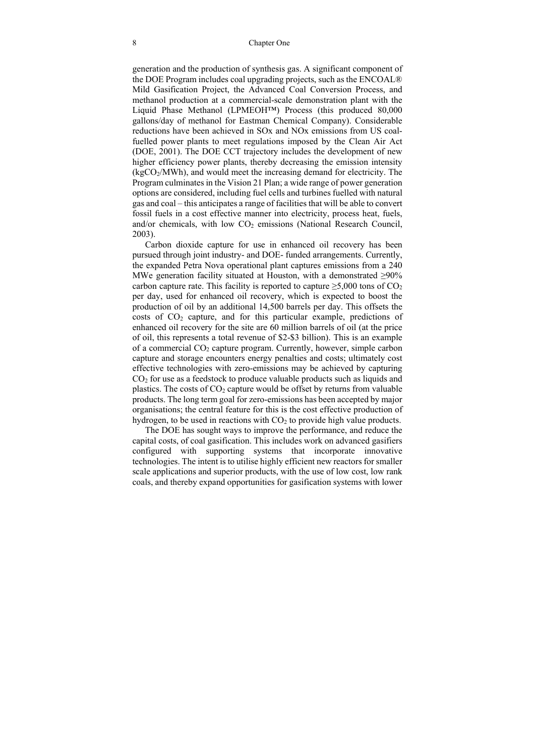generation and the production of synthesis gas. A significant component of the DOE Program includes coal upgrading projects, such as the ENCOAL® Mild Gasification Project, the Advanced Coal Conversion Process, and methanol production at a commercial-scale demonstration plant with the Liquid Phase Methanol (LPMEOH™) Process (this produced 80,000 gallons/day of methanol for Eastman Chemical Company). Considerable reductions have been achieved in SOx and NOx emissions from US coal-fuelled power plants to meet regulations imposed by the Clean Air Act (DOE, 2001). The DOE CCT trajectory includes the development of new higher efficiency power plants, thereby decreasing the emission intensity (kg$CO_2$/MWh), and would meet the increasing demand for electricity. The Program culminates in the Vision 21 Plan; a wide range of power generation options are considered, including fuel cells and turbines fuelled with natural gas and coal – this anticipates a range of facilities that will be able to convert fossil fuels in a cost effective manner into electricity, process heat, fuels, and/or chemicals, with low $CO_2$ emissions (National Research Council, 2003).

Carbon dioxide capture for use in enhanced oil recovery has been pursued through joint industry- and DOE- funded arrangements. Currently, the expanded Petra Nova operational plant captures emissions from a 240 MWe generation facility situated at Houston, with a demonstrated ≥90% carbon capture rate. This facility is reported to capture ≥5,000 tons of $CO_2$ per day, used for enhanced oil recovery, which is expected to boost the production of oil by an additional 14,500 barrels per day. This offsets the costs of $CO_2$ capture, and for this particular example, predictions of enhanced oil recovery for the site are 60 million barrels of oil (at the price of oil, this represents a total revenue of \$2-\$3 billion). This is an example of a commercial $CO_2$ capture program. Currently, however, simple carbon capture and storage encounters energy penalties and costs; ultimately cost effective technologies with zero-emissions may be achieved by capturing $CO_2$ for use as a feedstock to produce valuable products such as liquids and plastics. The costs of $CO_2$ capture would be offset by returns from valuable products. The long term goal for zero-emissions has been accepted by major organisations; the central feature for this is the cost effective production of hydrogen, to be used in reactions with $CO_2$ to provide high value products.

The DOE has sought ways to improve the performance, and reduce the capital costs, of coal gasification. This includes work on advanced gasifiers configured with supporting systems that incorporate innovative technologies. The intent is to utilise highly efficient new reactors for smaller scale applications and superior products, with the use of low cost, low rank coals, and thereby expand opportunities for gasification systems with lower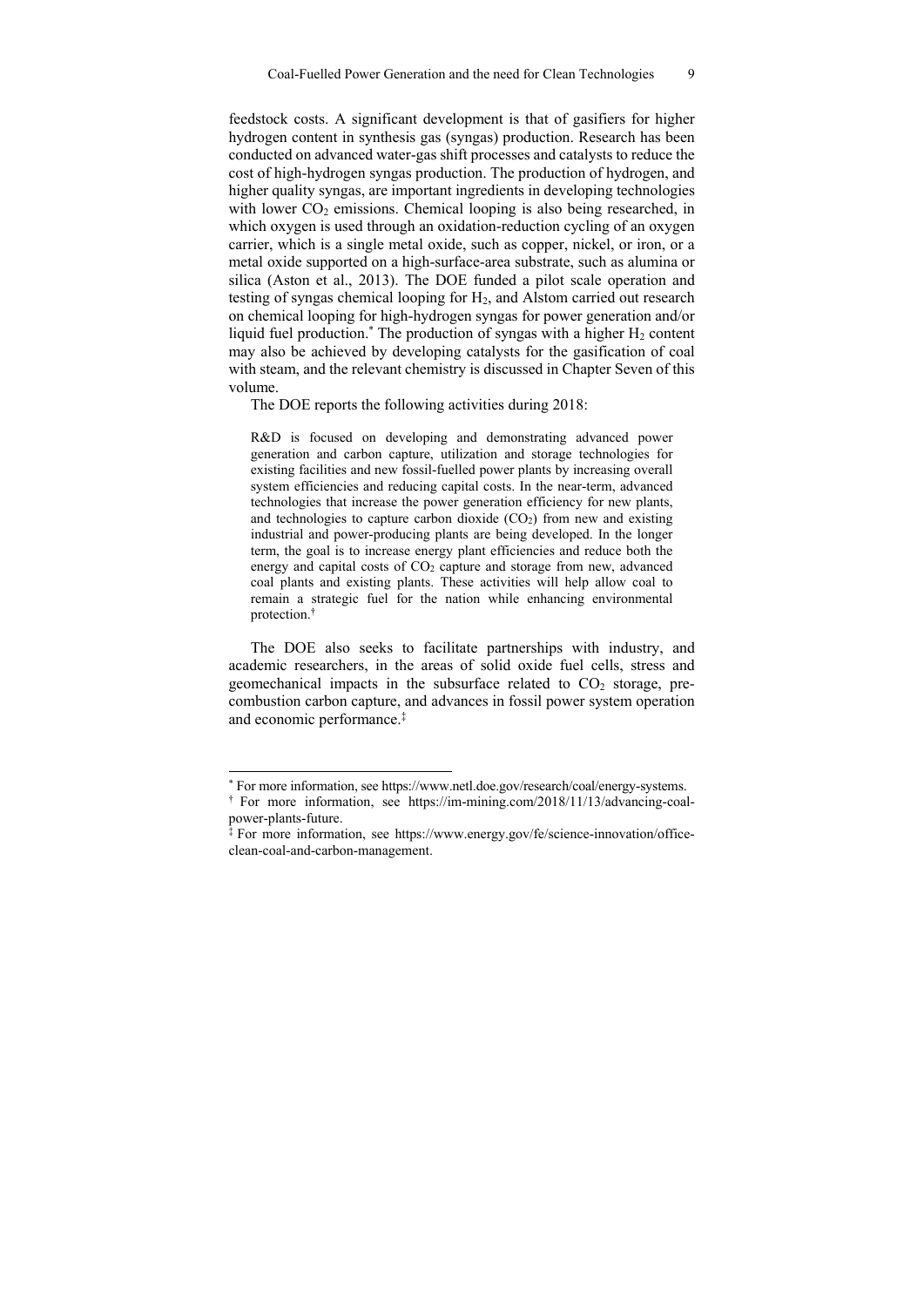feedstock costs. A significant development is that of gasifiers for higher hydrogen content in synthesis gas (syngas) production. Research has been conducted on advanced water-gas shift processes and catalysts to reduce the cost of high-hydrogen syngas production. The production of hydrogen, and higher quality syngas, are important ingredients in developing technologies with lower $CO_2$ emissions. Chemical looping is also being researched, in which oxygen is used through an oxidation-reduction cycling of an oxygen carrier, which is a single metal oxide, such as copper, nickel, or iron, or a metal oxide supported on a high-surface-area substrate, such as alumina or silica (Aston et al., 2013). The DOE funded a pilot scale operation and testing of syngas chemical looping for $H_2$, and Alstom carried out research on chemical looping for high-hydrogen syngas for power generation and/or liquid fuel production.[*] The production of syngas with a higher $H_2$ content may also be achieved by developing catalysts for the gasification of coal with steam, and the relevant chemistry is discussed in Chapter Seven of this volume.

The DOE reports the following activities during 2018:

> R&D is focused on developing and demonstrating advanced power generation and carbon capture, utilization and storage technologies for existing facilities and new fossil-fuelled power plants by increasing overall system efficiencies and reducing capital costs. In the near-term, advanced technologies that increase the power generation efficiency for new plants, and technologies to capture carbon dioxide ($CO_2$) from new and existing industrial and power-producing plants are being developed. In the longer term, the goal is to increase energy plant efficiencies and reduce both the energy and capital costs of $CO_2$ capture and storage from new, advanced coal plants and existing plants. These activities will help allow coal to remain a strategic fuel for the nation while enhancing environmental protection.[†]

The DOE also seeks to facilitate partnerships with industry, and academic researchers, in the areas of solid oxide fuel cells, stress and geomechanical impacts in the subsurface related to $CO_2$ storage, pre-combustion carbon capture, and advances in fossil power system operation and economic performance.[‡]

---

[*] For more information, see https://www.netl.doe.gov/research/coal/energy-systems.

[†] For more information, see https://im-mining.com/2018/11/13/advancing-coal-power-plants-future.

[‡] For more information, see https://www.energy.gov/fe/science-innovation/office-clean-coal-and-carbon-management.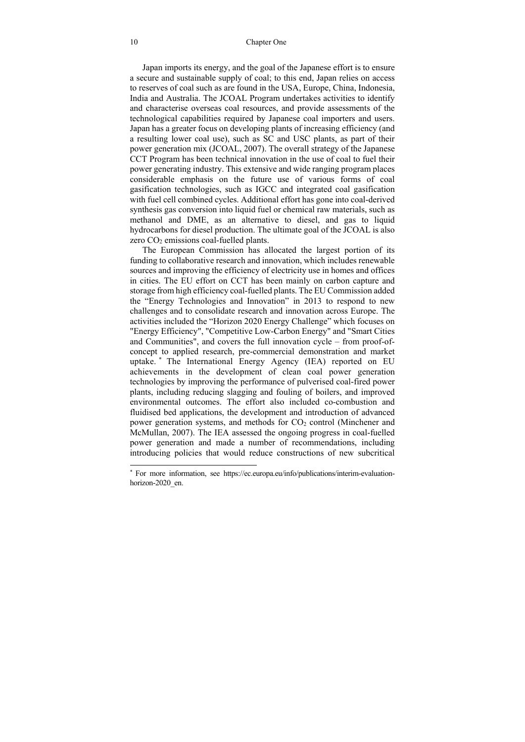Japan imports its energy, and the goal of the Japanese effort is to ensure a secure and sustainable supply of coal; to this end, Japan relies on access to reserves of coal such as are found in the USA, Europe, China, Indonesia, India and Australia. The JCOAL Program undertakes activities to identify and characterise overseas coal resources, and provide assessments of the technological capabilities required by Japanese coal importers and users. Japan has a greater focus on developing plants of increasing efficiency (and a resulting lower coal use), such as SC and USC plants, as part of their power generation mix (JCOAL, 2007). The overall strategy of the Japanese CCT Program has been technical innovation in the use of coal to fuel their power generating industry. This extensive and wide ranging program places considerable emphasis on the future use of various forms of coal gasification technologies, such as IGCC and integrated coal gasification with fuel cell combined cycles. Additional effort has gone into coal-derived synthesis gas conversion into liquid fuel or chemical raw materials, such as methanol and DME, as an alternative to diesel, and gas to liquid hydrocarbons for diesel production. The ultimate goal of the JCOAL is also zero $CO_2$ emissions coal-fuelled plants.

The European Commission has allocated the largest portion of its funding to collaborative research and innovation, which includes renewable sources and improving the efficiency of electricity use in homes and offices in cities. The EU effort on CCT has been mainly on carbon capture and storage from high efficiency coal-fuelled plants. The EU Commission added the "Energy Technologies and Innovation" in 2013 to respond to new challenges and to consolidate research and innovation across Europe. The activities included the "Horizon 2020 Energy Challenge" which focuses on "Energy Efficiency", "Competitive Low-Carbon Energy" and "Smart Cities and Communities", and covers the full innovation cycle – from proof-of-concept to applied research, pre-commercial demonstration and market uptake.* The International Energy Agency (IEA) reported on EU achievements in the development of clean coal power generation technologies by improving the performance of pulverised coal-fired power plants, including reducing slagging and fouling of boilers, and improved environmental outcomes. The effort also included co-combustion and fluidised bed applications, the development and introduction of advanced power generation systems, and methods for $CO_2$ control (Minchener and McMullan, 2007). The IEA assessed the ongoing progress in coal-fuelled power generation and made a number of recommendations, including introducing policies that would reduce constructions of new subcritical

---

* For more information, see https://ec.europa.eu/info/publications/interim-evaluation-horizon-2020_en.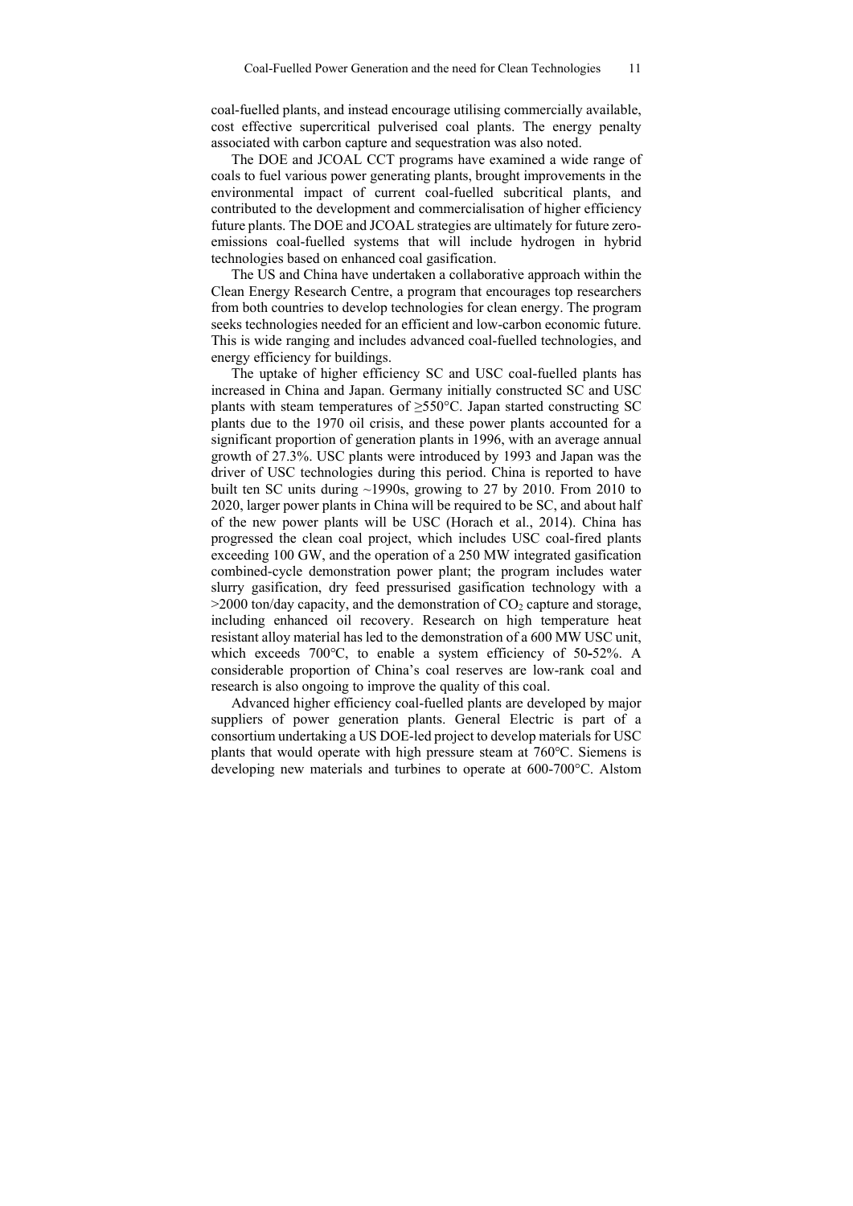coal-fuelled plants, and instead encourage utilising commercially available, cost effective supercritical pulverised coal plants. The energy penalty associated with carbon capture and sequestration was also noted.

The DOE and JCOAL CCT programs have examined a wide range of coals to fuel various power generating plants, brought improvements in the environmental impact of current coal-fuelled subcritical plants, and contributed to the development and commercialisation of higher efficiency future plants. The DOE and JCOAL strategies are ultimately for future zero-emissions coal-fuelled systems that will include hydrogen in hybrid technologies based on enhanced coal gasification.

The US and China have undertaken a collaborative approach within the Clean Energy Research Centre, a program that encourages top researchers from both countries to develop technologies for clean energy. The program seeks technologies needed for an efficient and low-carbon economic future. This is wide ranging and includes advanced coal-fuelled technologies, and energy efficiency for buildings.

The uptake of higher efficiency SC and USC coal-fuelled plants has increased in China and Japan. Germany initially constructed SC and USC plants with steam temperatures of ≥550°C. Japan started constructing SC plants due to the 1970 oil crisis, and these power plants accounted for a significant proportion of generation plants in 1996, with an average annual growth of 27.3%. USC plants were introduced by 1993 and Japan was the driver of USC technologies during this period. China is reported to have built ten SC units during ~1990s, growing to 27 by 2010. From 2010 to 2020, larger power plants in China will be required to be SC, and about half of the new power plants will be USC (Horach et al., 2014). China has progressed the clean coal project, which includes USC coal-fired plants exceeding 100 GW, and the operation of a 250 MW integrated gasification combined-cycle demonstration power plant; the program includes water slurry gasification, dry feed pressurised gasification technology with a >2000 ton/day capacity, and the demonstration of $CO_2$ capture and storage, including enhanced oil recovery. Research on high temperature heat resistant alloy material has led to the demonstration of a 600 MW USC unit, which exceeds 700°C, to enable a system efficiency of 50-52%. A considerable proportion of China's coal reserves are low-rank coal and research is also ongoing to improve the quality of this coal.

Advanced higher efficiency coal-fuelled plants are developed by major suppliers of power generation plants. General Electric is part of a consortium undertaking a US DOE-led project to develop materials for USC plants that would operate with high pressure steam at 760°C. Siemens is developing new materials and turbines to operate at 600-700°C. Alstom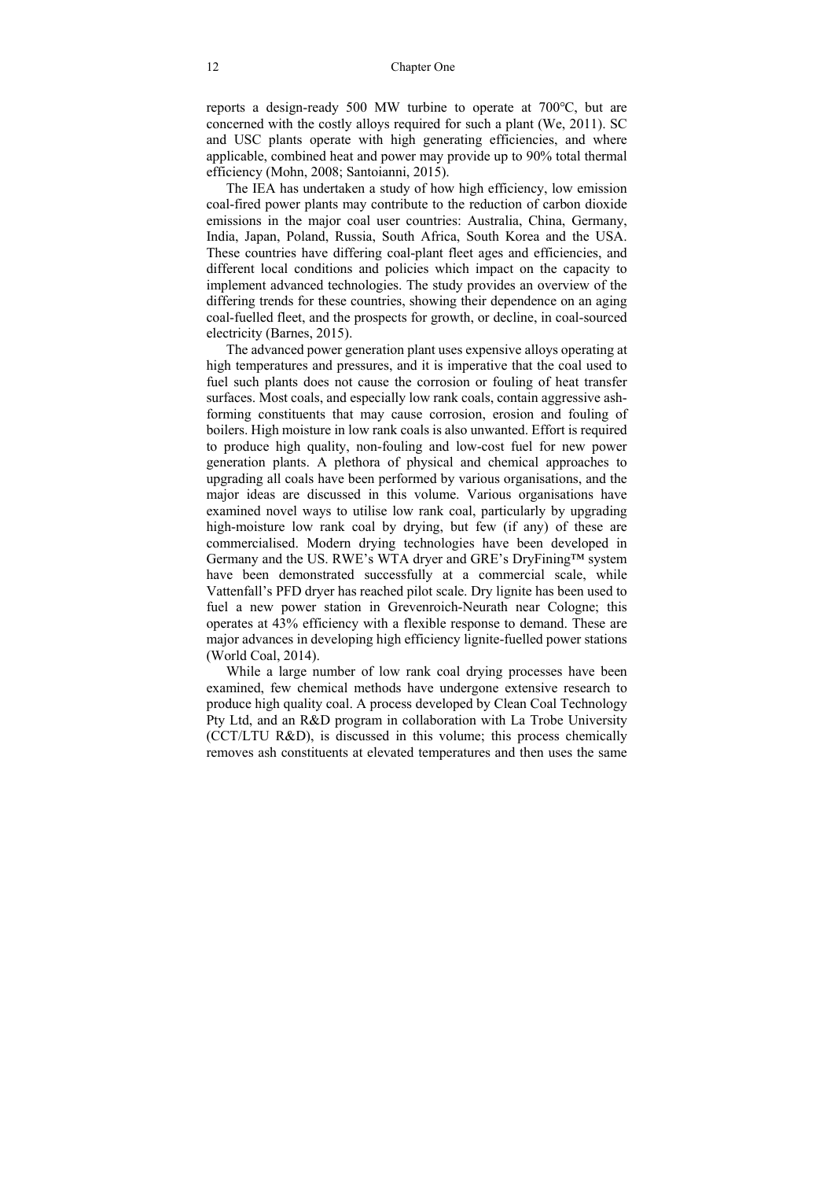reports a design-ready 500 MW turbine to operate at 700°C, but are concerned with the costly alloys required for such a plant (We, 2011). SC and USC plants operate with high generating efficiencies, and where applicable, combined heat and power may provide up to 90% total thermal efficiency (Mohn, 2008; Santoianni, 2015).

The IEA has undertaken a study of how high efficiency, low emission coal-fired power plants may contribute to the reduction of carbon dioxide emissions in the major coal user countries: Australia, China, Germany, India, Japan, Poland, Russia, South Africa, South Korea and the USA. These countries have differing coal-plant fleet ages and efficiencies, and different local conditions and policies which impact on the capacity to implement advanced technologies. The study provides an overview of the differing trends for these countries, showing their dependence on an aging coal-fuelled fleet, and the prospects for growth, or decline, in coal-sourced electricity (Barnes, 2015).

The advanced power generation plant uses expensive alloys operating at high temperatures and pressures, and it is imperative that the coal used to fuel such plants does not cause the corrosion or fouling of heat transfer surfaces. Most coals, and especially low rank coals, contain aggressive ash-forming constituents that may cause corrosion, erosion and fouling of boilers. High moisture in low rank coals is also unwanted. Effort is required to produce high quality, non-fouling and low-cost fuel for new power generation plants. A plethora of physical and chemical approaches to upgrading all coals have been performed by various organisations, and the major ideas are discussed in this volume. Various organisations have examined novel ways to utilise low rank coal, particularly by upgrading high-moisture low rank coal by drying, but few (if any) of these are commercialised. Modern drying technologies have been developed in Germany and the US. RWE's WTA dryer and GRE's DryFining™ system have been demonstrated successfully at a commercial scale, while Vattenfall's PFD dryer has reached pilot scale. Dry lignite has been used to fuel a new power station in Grevenroich-Neurath near Cologne; this operates at 43% efficiency with a flexible response to demand. These are major advances in developing high efficiency lignite-fuelled power stations (World Coal, 2014).

While a large number of low rank coal drying processes have been examined, few chemical methods have undergone extensive research to produce high quality coal. A process developed by Clean Coal Technology Pty Ltd, and an R&D program in collaboration with La Trobe University (CCT/LTU R&D), is discussed in this volume; this process chemically removes ash constituents at elevated temperatures and then uses the same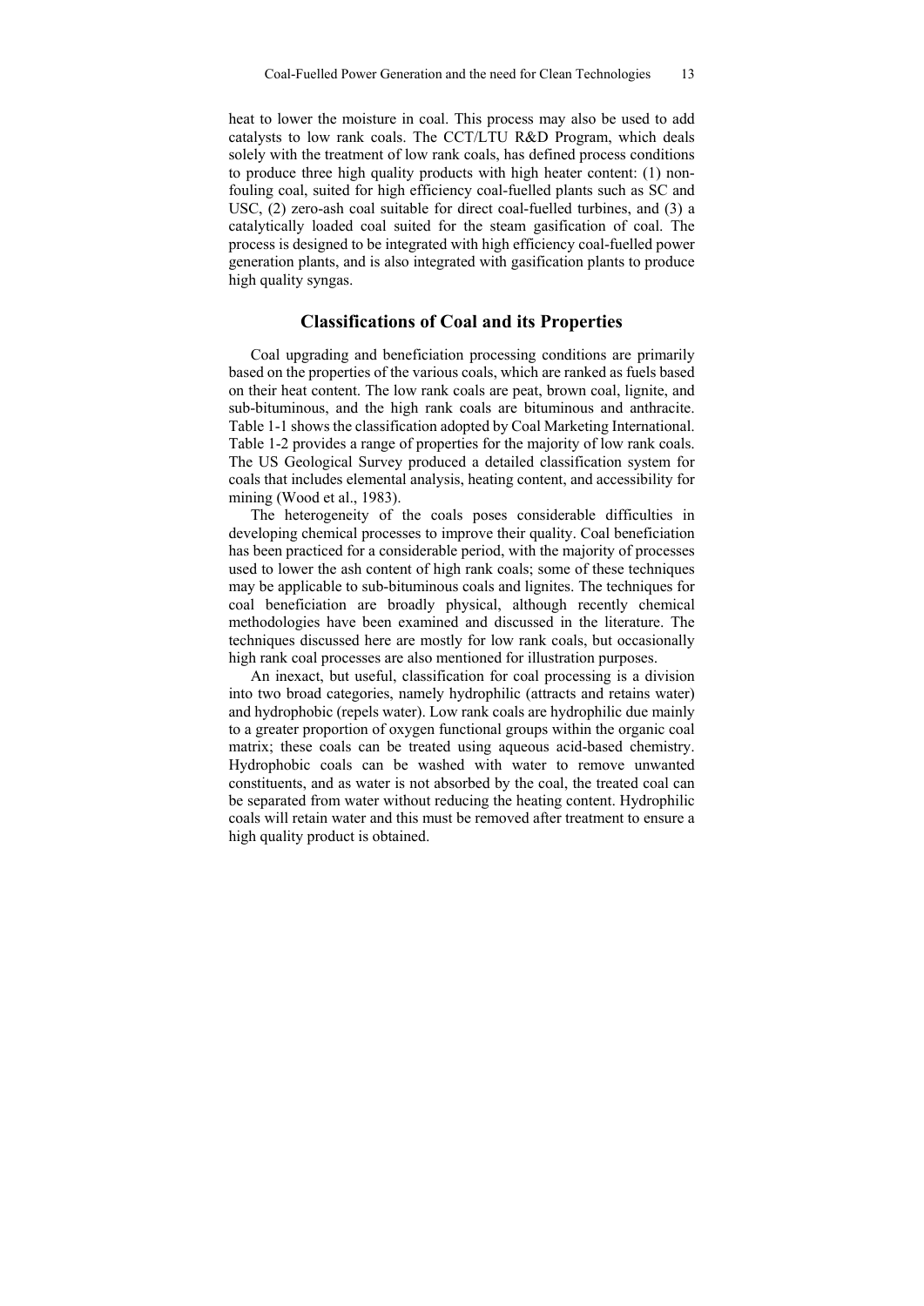heat to lower the moisture in coal. This process may also be used to add catalysts to low rank coals. The CCT/LTU R&D Program, which deals solely with the treatment of low rank coals, has defined process conditions to produce three high quality products with high heater content: (1) non-fouling coal, suited for high efficiency coal-fuelled plants such as SC and USC, (2) zero-ash coal suitable for direct coal-fuelled turbines, and (3) a catalytically loaded coal suited for the steam gasification of coal. The process is designed to be integrated with high efficiency coal-fuelled power generation plants, and is also integrated with gasification plants to produce high quality syngas.

## Classifications of Coal and its Properties

Coal upgrading and beneficiation processing conditions are primarily based on the properties of the various coals, which are ranked as fuels based on their heat content. The low rank coals are peat, brown coal, lignite, and sub-bituminous, and the high rank coals are bituminous and anthracite. Table 1-1 shows the classification adopted by Coal Marketing International. Table 1-2 provides a range of properties for the majority of low rank coals. The US Geological Survey produced a detailed classification system for coals that includes elemental analysis, heating content, and accessibility for mining (Wood et al., 1983).

The heterogeneity of the coals poses considerable difficulties in developing chemical processes to improve their quality. Coal beneficiation has been practiced for a considerable period, with the majority of processes used to lower the ash content of high rank coals; some of these techniques may be applicable to sub-bituminous coals and lignites. The techniques for coal beneficiation are broadly physical, although recently chemical methodologies have been examined and discussed in the literature. The techniques discussed here are mostly for low rank coals, but occasionally high rank coal processes are also mentioned for illustration purposes.

An inexact, but useful, classification for coal processing is a division into two broad categories, namely hydrophilic (attracts and retains water) and hydrophobic (repels water). Low rank coals are hydrophilic due mainly to a greater proportion of oxygen functional groups within the organic coal matrix; these coals can be treated using aqueous acid-based chemistry. Hydrophobic coals can be washed with water to remove unwanted constituents, and as water is not absorbed by the coal, the treated coal can be separated from water without reducing the heating content. Hydrophilic coals will retain water and this must be removed after treatment to ensure a high quality product is obtained.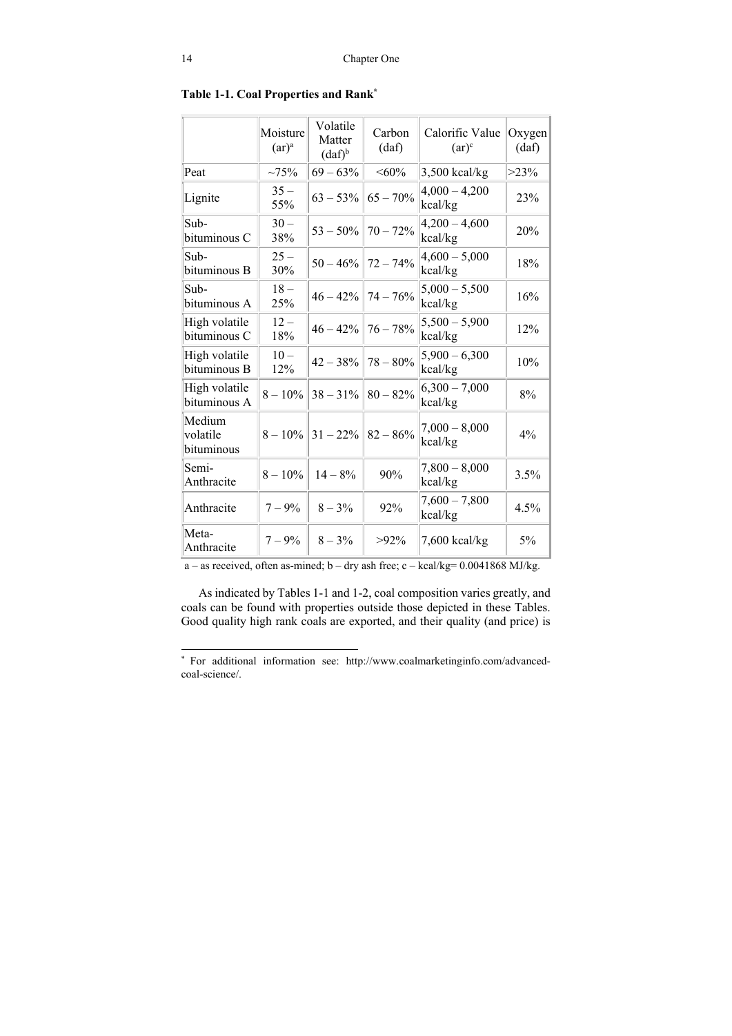**Table 1-1. Coal Properties and Rank***

| | Moisture (ar)[a] | Volatile Matter (daf)[b] | Carbon (daf) | Calorific Value (ar)[c] | Oxygen (daf) |
|---|---|---|---|---|---|
| Peat | ~75% | 69 – 63% | <60% | 3,500 kcal/kg | >23% |
| Lignite | 35 – 55% | 63 – 53% | 65 – 70% | 4,000 – 4,200 kcal/kg | 23% |
| Sub-bituminous C | 30 – 38% | 53 – 50% | 70 – 72% | 4,200 – 4,600 kcal/kg | 20% |
| Sub-bituminous B | 25 – 30% | 50 – 46% | 72 – 74% | 4,600 – 5,000 kcal/kg | 18% |
| Sub-bituminous A | 18 – 25% | 46 – 42% | 74 – 76% | 5,000 – 5,500 kcal/kg | 16% |
| High volatile bituminous C | 12 – 18% | 46 – 42% | 76 – 78% | 5,500 – 5,900 kcal/kg | 12% |
| High volatile bituminous B | 10 – 12% | 42 – 38% | 78 – 80% | 5,900 – 6,300 kcal/kg | 10% |
| High volatile bituminous A | 8 – 10% | 38 – 31% | 80 – 82% | 6,300 – 7,000 kcal/kg | 8% |
| Medium volatile bituminous | 8 – 10% | 31 – 22% | 82 – 86% | 7,000 – 8,000 kcal/kg | 4% |
| Semi-Anthracite | 8 – 10% | 14 – 8% | 90% | 7,800 – 8,000 kcal/kg | 3.5% |
| Anthracite | 7 – 9% | 8 – 3% | 92% | 7,600 – 7,800 kcal/kg | 4.5% |
| Meta-Anthracite | 7 – 9% | 8 – 3% | >92% | 7,600 kcal/kg | 5% |

a – as received, often as-mined; b – dry ash free; c – kcal/kg= 0.0041868 MJ/kg.

As indicated by Tables 1-1 and 1-2, coal composition varies greatly, and coals can be found with properties outside those depicted in these Tables. Good quality high rank coals are exported, and their quality (and price) is

* For additional information see: http://www.coalmarketinginfo.com/advanced-coal-science/.